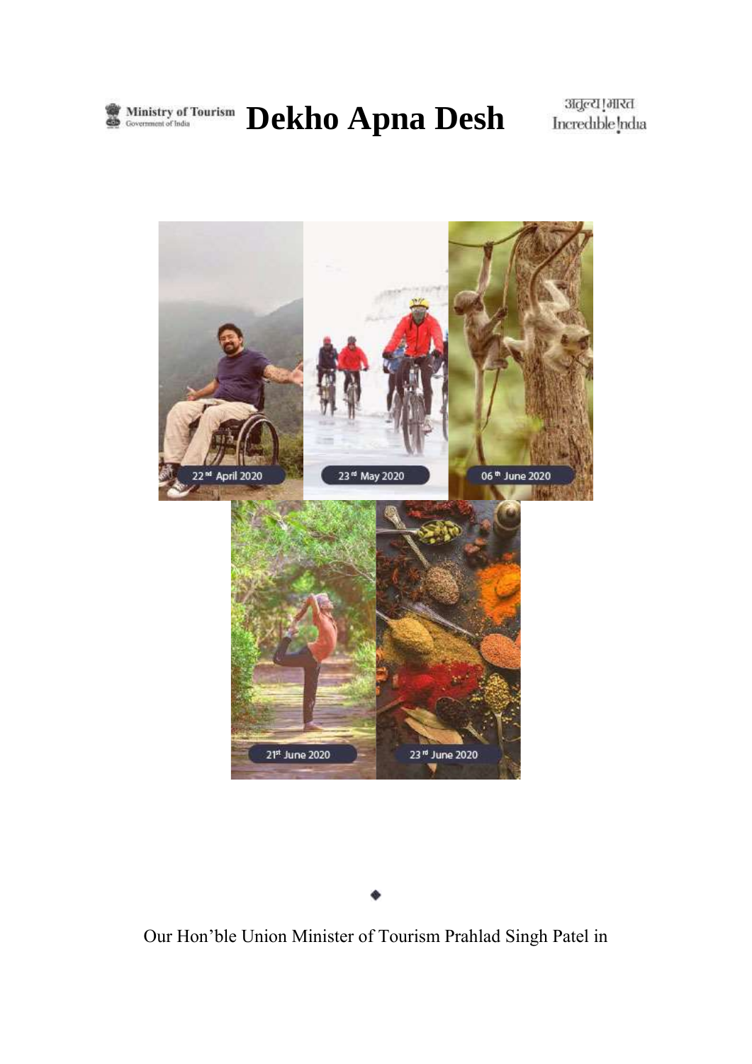Ministry of Tourism
Government of India

# Dekho Apna Desh

अतुल्य ! भारत
Incredible India

22nd April 2020

23rd May 2020

06th June 2020

21st June 2020

23rd June 2020

◆

Our Hon'ble Union Minister of Tourism Prahlad Singh Patel in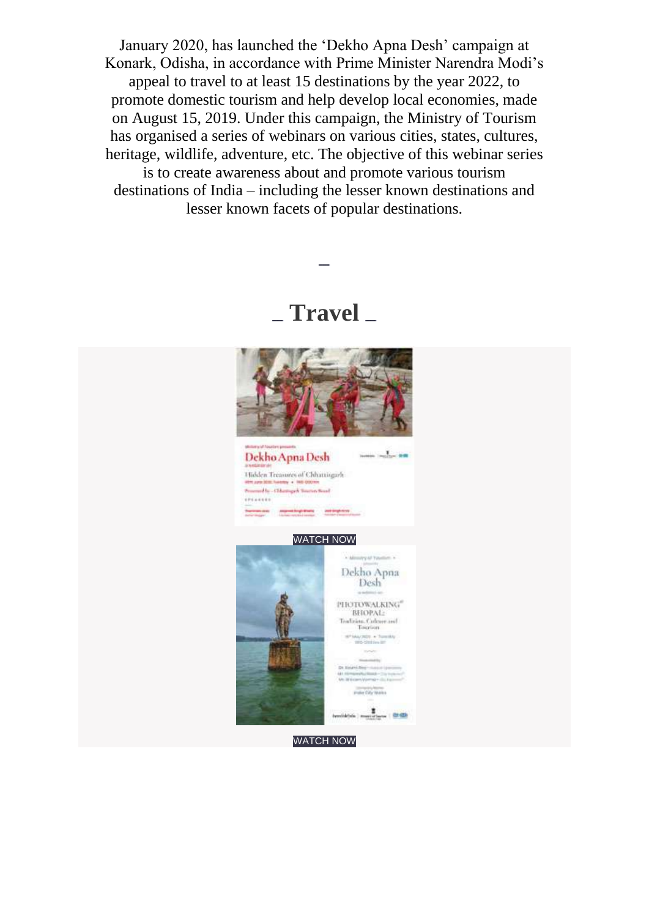January 2020, has launched the 'Dekho Apna Desh' campaign at Konark, Odisha, in accordance with Prime Minister Narendra Modi's appeal to travel to at least 15 destinations by the year 2022, to promote domestic tourism and help develop local economies, made on August 15, 2019. Under this campaign, the Ministry of Tourism has organised a series of webinars on various cities, states, cultures, heritage, wildlife, adventure, etc. The objective of this webinar series is to create awareness about and promote various tourism destinations of India – including the lesser known destinations and lesser known facets of popular destinations.

_

## _ Travel _

WATCH NOW

WATCH NOW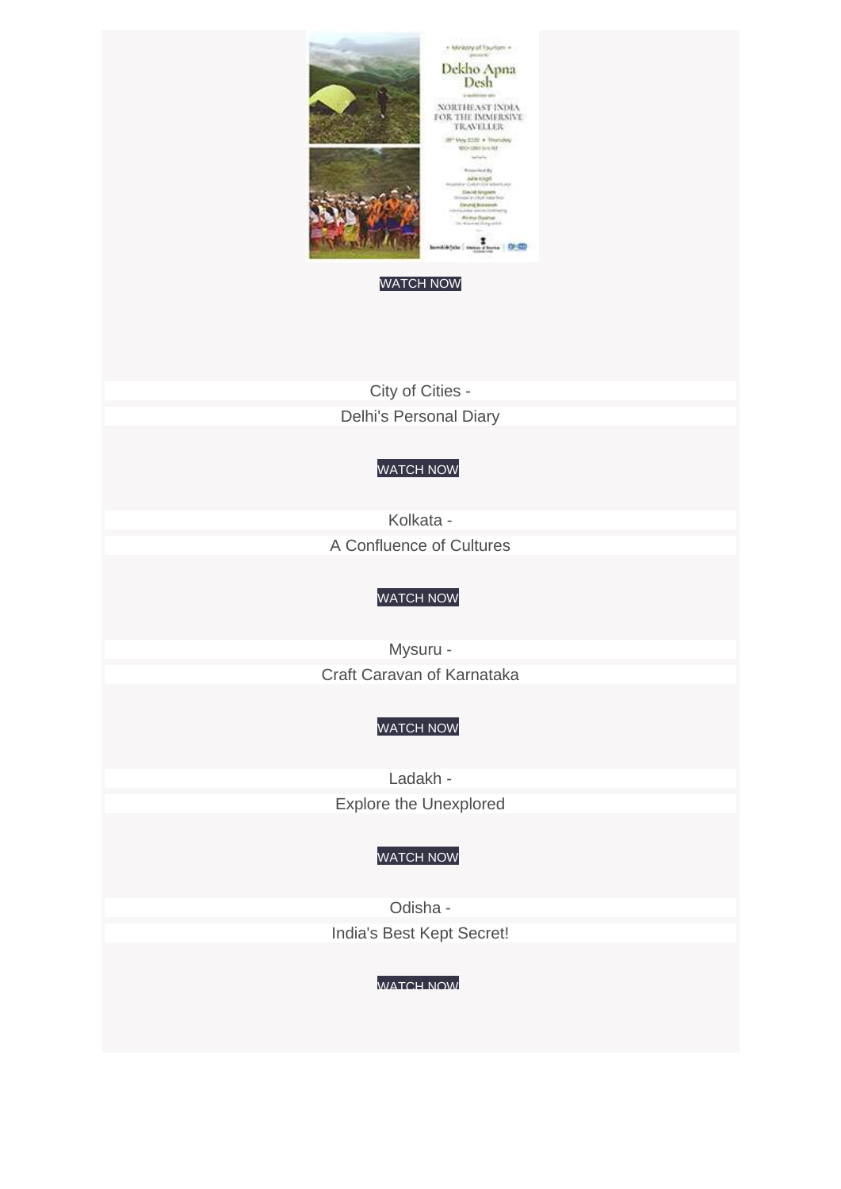WATCH NOW

City of Cities -

Delhi's Personal Diary

WATCH NOW

Kolkata -

A Confluence of Cultures

WATCH NOW

Mysuru -

Craft Caravan of Karnataka

WATCH NOW

Ladakh -

Explore the Unexplored

WATCH NOW

Odisha -

India's Best Kept Secret!

WATCH NOW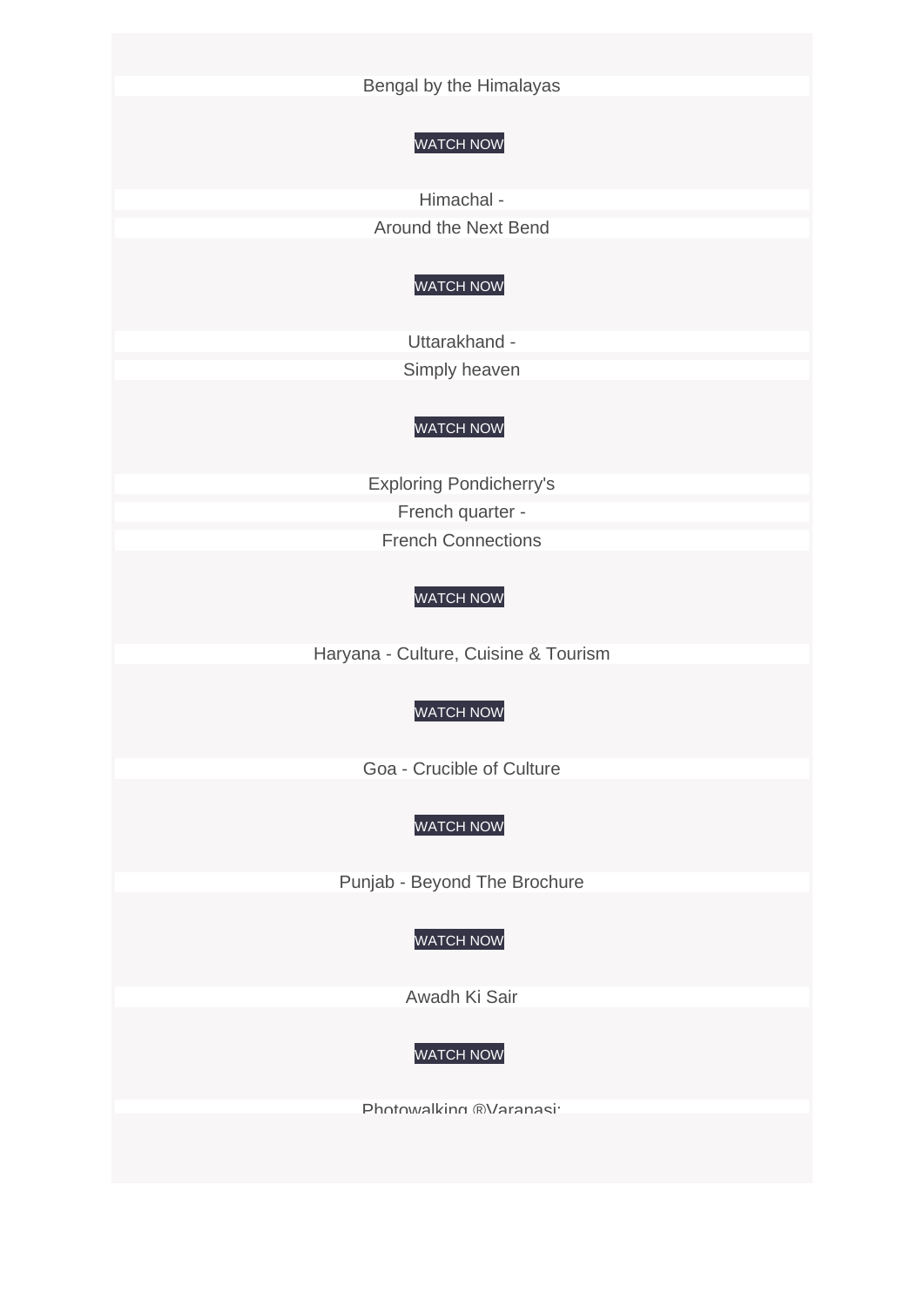Bengal by the Himalayas

WATCH NOW

Himachal -
Around the Next Bend

WATCH NOW

Uttarakhand -
Simply heaven

WATCH NOW

Exploring Pondicherry's
French quarter -
French Connections

WATCH NOW

Haryana - Culture, Cuisine & Tourism

WATCH NOW

Goa - Crucible of Culture

WATCH NOW

Punjab - Beyond The Brochure

WATCH NOW

Awadh Ki Sair

WATCH NOW

Photowalking ®Varanasi: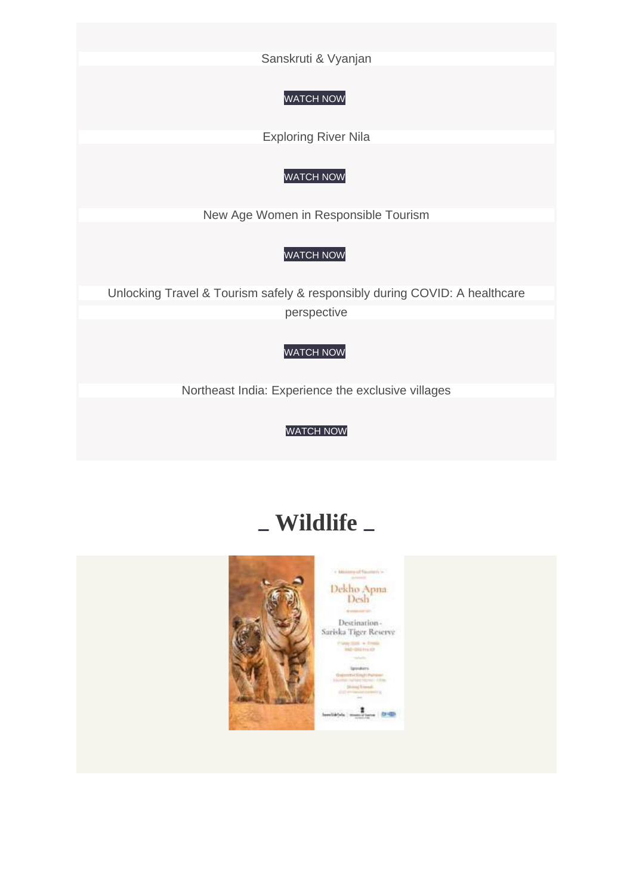Sanskruti & Vyanjan

WATCH NOW

Exploring River Nila

WATCH NOW

New Age Women in Responsible Tourism

WATCH NOW

Unlocking Travel & Tourism safely & responsibly during COVID: A healthcare perspective

WATCH NOW

Northeast India: Experience the exclusive villages

WATCH NOW

# _ Wildlife _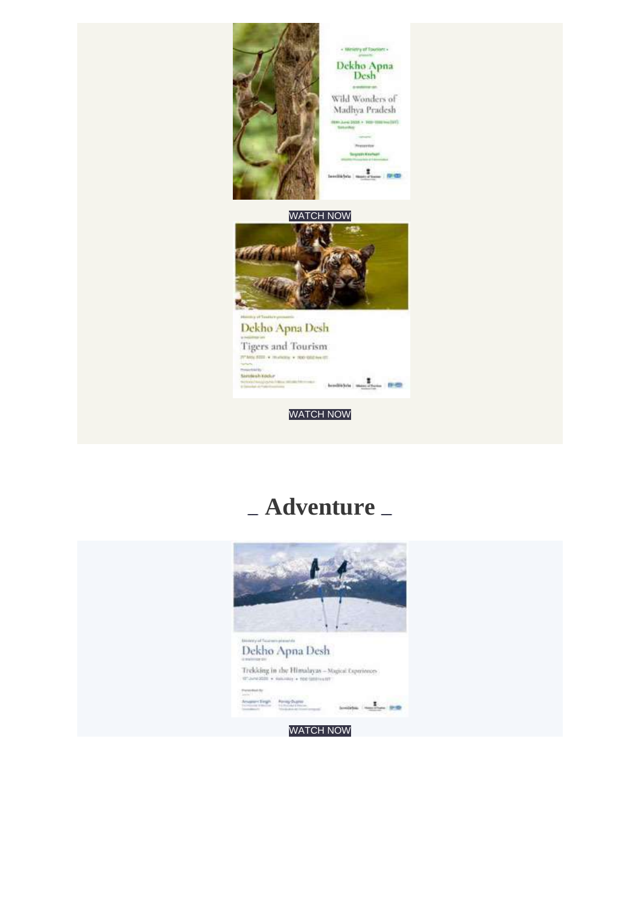WATCH NOW

WATCH NOW

# _ Adventure _

WATCH NOW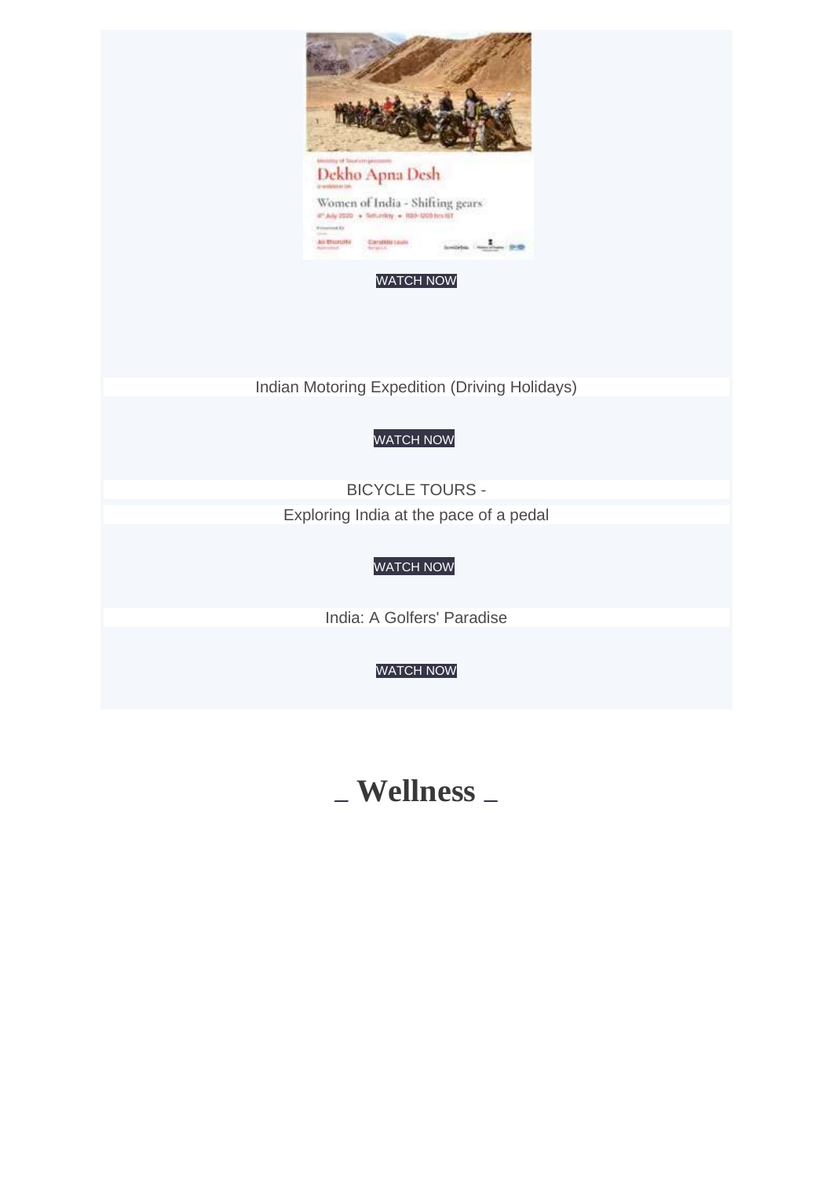WATCH NOW

Indian Motoring Expedition (Driving Holidays)

WATCH NOW

BICYCLE TOURS -

Exploring India at the pace of a pedal

WATCH NOW

India: A Golfers' Paradise

WATCH NOW

# _ Wellness _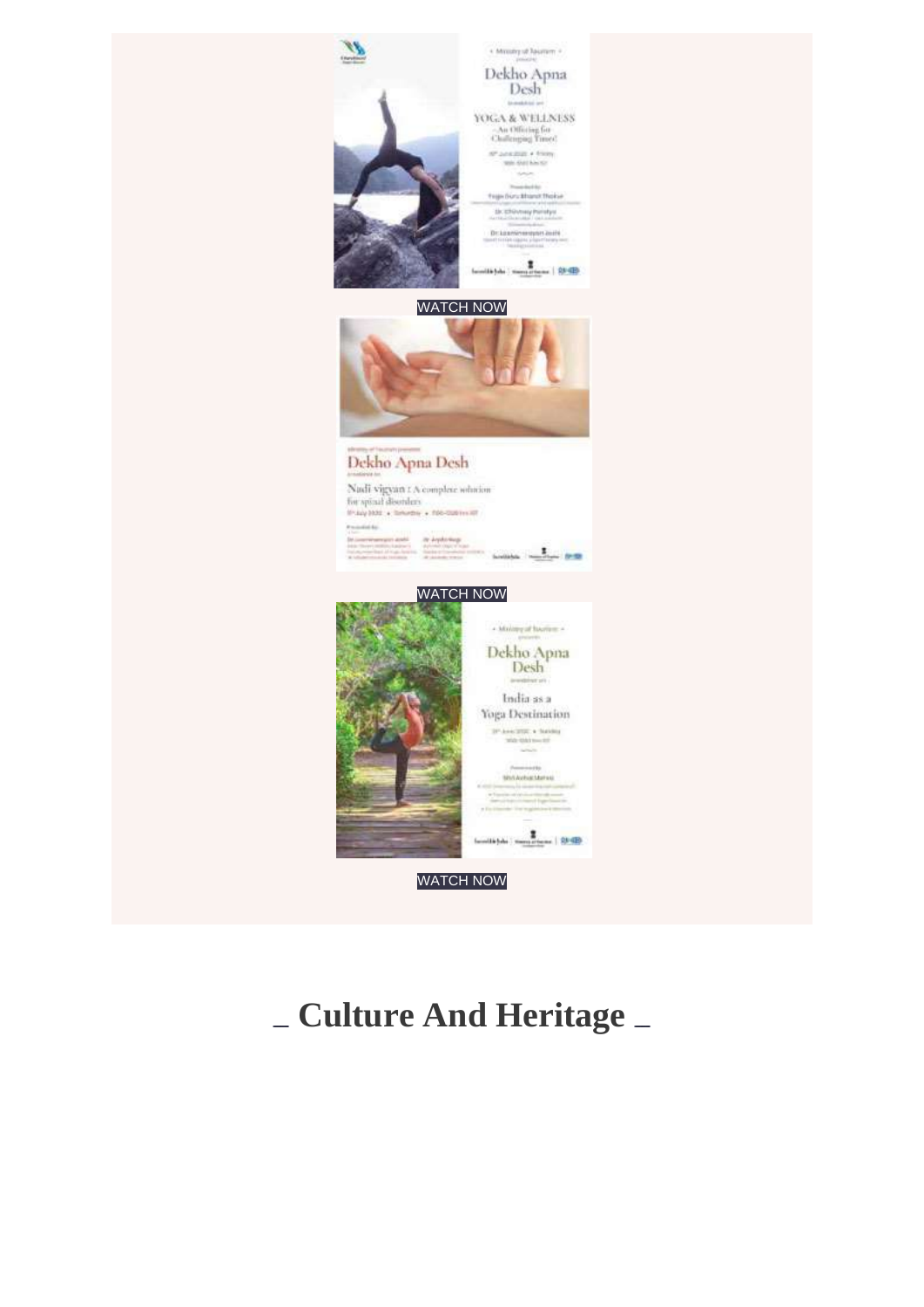WATCH NOW

WATCH NOW

WATCH NOW

## _ Culture And Heritage _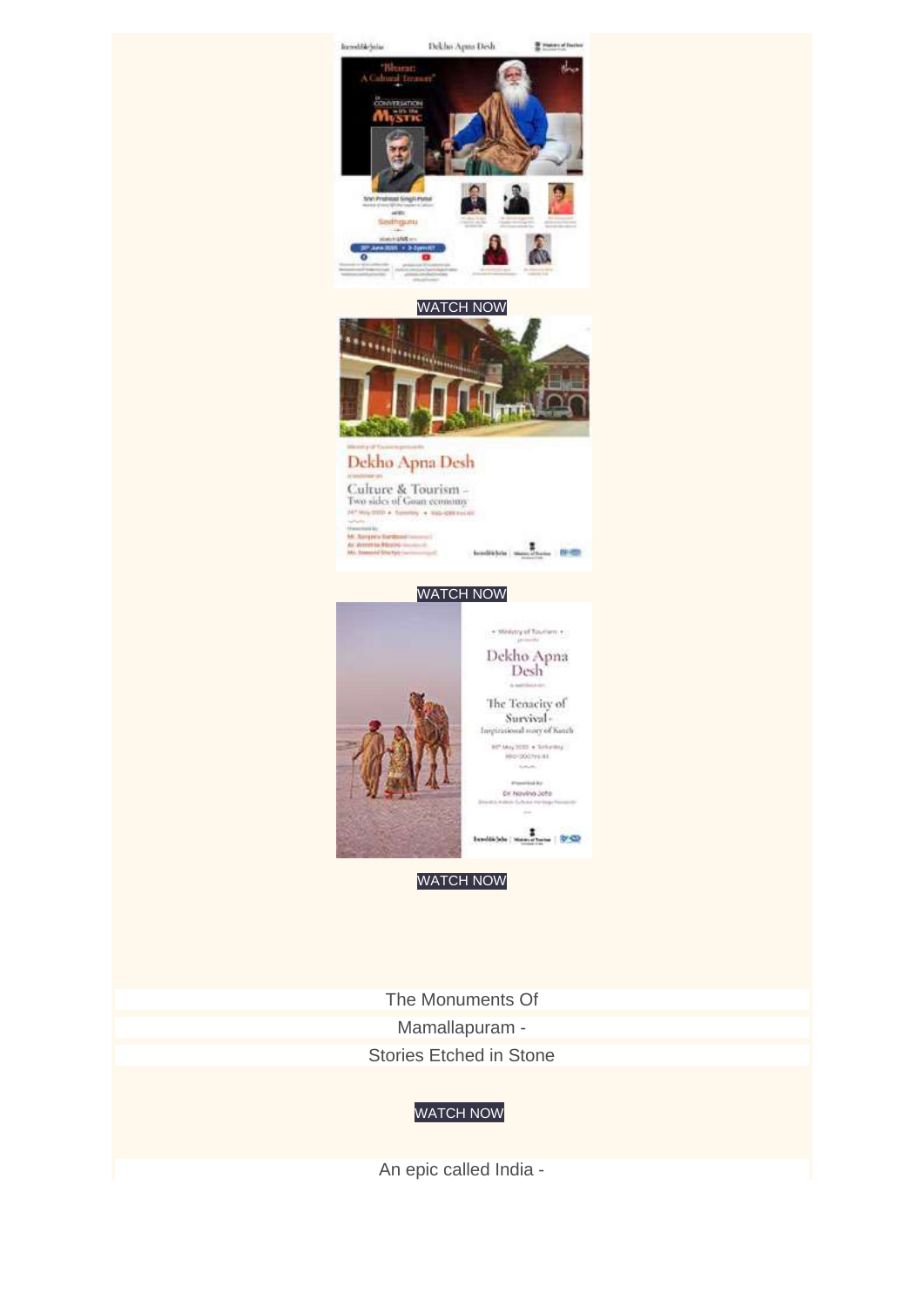WATCH NOW

WATCH NOW

WATCH NOW

The Monuments Of

Mamallapuram -

Stories Etched in Stone

WATCH NOW

An epic called India -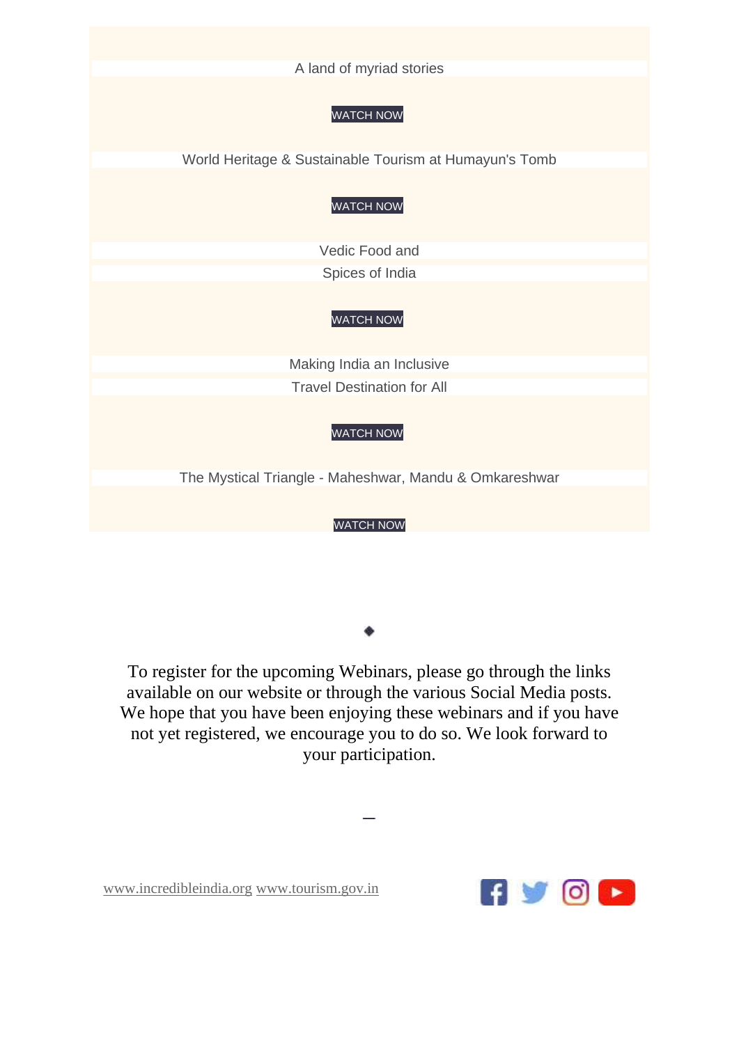A land of myriad stories

WATCH NOW

World Heritage & Sustainable Tourism at Humayun's Tomb

WATCH NOW

Vedic Food and
Spices of India

WATCH NOW

Making India an Inclusive
Travel Destination for All

WATCH NOW

The Mystical Triangle - Maheshwar, Mandu & Omkareshwar

WATCH NOW

◆

To register for the upcoming Webinars, please go through the links available on our website or through the various Social Media posts. We hope that you have been enjoying these webinars and if you have not yet registered, we encourage you to do so. We look forward to your participation.

—

www.incredibleindia.org www.tourism.gov.in